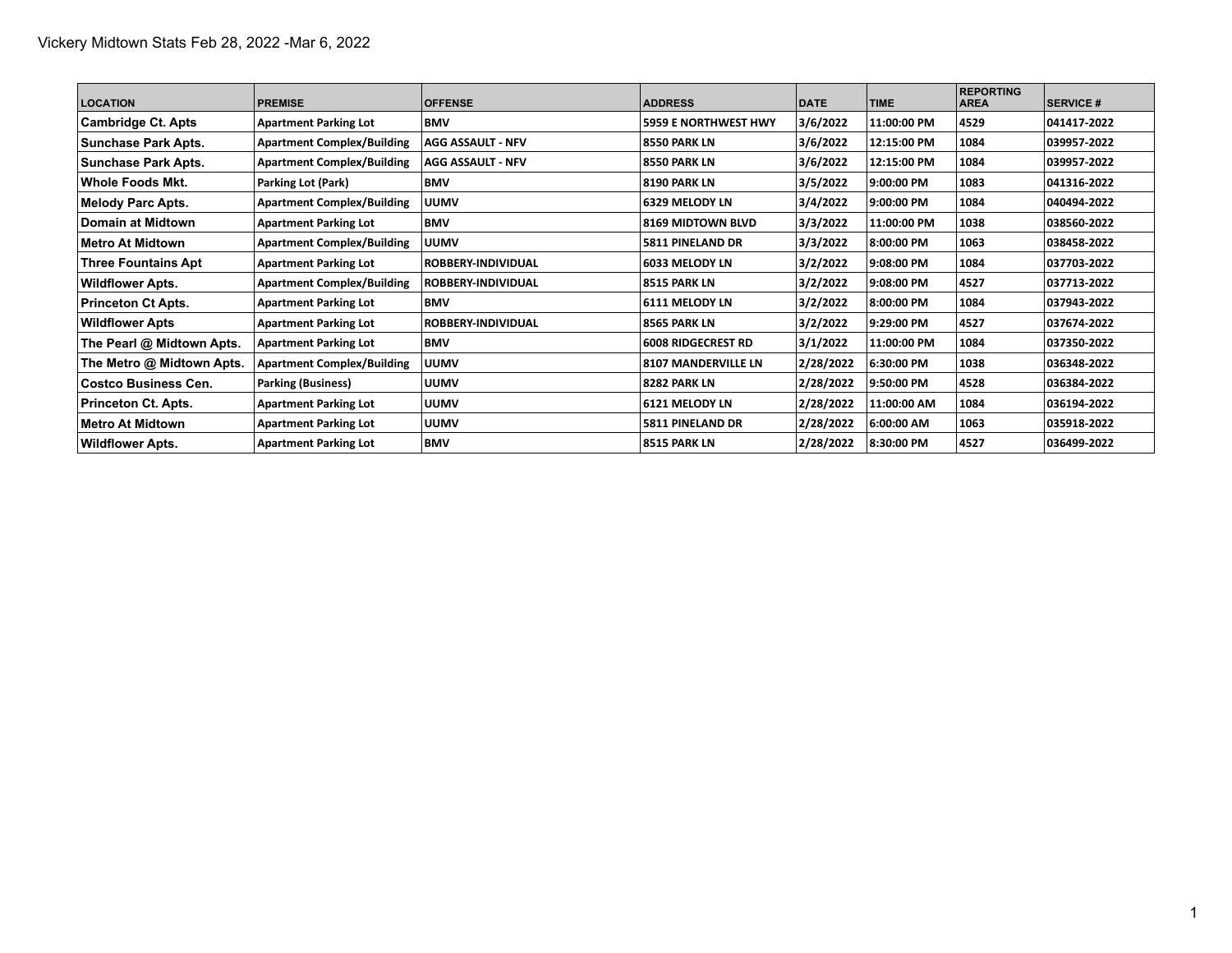Vickery Midtown Stats Feb 28, 2022 -Mar 6, 2022

| LOCATION | PREMISE | OFFENSE | ADDRESS | DATE | TIME | REPORTING AREA | SERVICE # |
|---|---|---|---|---|---|---|---|
| Cambridge Ct. Apts | Apartment Parking Lot | BMV | 5959 E NORTHWEST HWY | 3/6/2022 | 11:00:00 PM | 4529 | 041417-2022 |
| Sunchase Park Apts. | Apartment Complex/Building | AGG ASSAULT - NFV | 8550 PARK LN | 3/6/2022 | 12:15:00 PM | 1084 | 039957-2022 |
| Sunchase Park Apts. | Apartment Complex/Building | AGG ASSAULT - NFV | 8550 PARK LN | 3/6/2022 | 12:15:00 PM | 1084 | 039957-2022 |
| Whole Foods Mkt. | Parking Lot (Park) | BMV | 8190 PARK LN | 3/5/2022 | 9:00:00 PM | 1083 | 041316-2022 |
| Melody Parc Apts. | Apartment Complex/Building | UUMV | 6329 MELODY LN | 3/4/2022 | 9:00:00 PM | 1084 | 040494-2022 |
| Domain at Midtown | Apartment Parking Lot | BMV | 8169 MIDTOWN BLVD | 3/3/2022 | 11:00:00 PM | 1038 | 038560-2022 |
| Metro At Midtown | Apartment Complex/Building | UUMV | 5811 PINELAND DR | 3/3/2022 | 8:00:00 PM | 1063 | 038458-2022 |
| Three Fountains Apt | Apartment Parking Lot | ROBBERY-INDIVIDUAL | 6033 MELODY LN | 3/2/2022 | 9:08:00 PM | 1084 | 037703-2022 |
| Wildflower Apts. | Apartment Complex/Building | ROBBERY-INDIVIDUAL | 8515 PARK LN | 3/2/2022 | 9:08:00 PM | 4527 | 037713-2022 |
| Princeton Ct Apts. | Apartment Parking Lot | BMV | 6111 MELODY LN | 3/2/2022 | 8:00:00 PM | 1084 | 037943-2022 |
| Wildflower Apts | Apartment Parking Lot | ROBBERY-INDIVIDUAL | 8565 PARK LN | 3/2/2022 | 9:29:00 PM | 4527 | 037674-2022 |
| The Pearl @ Midtown Apts. | Apartment Parking Lot | BMV | 6008 RIDGECREST RD | 3/1/2022 | 11:00:00 PM | 1084 | 037350-2022 |
| The Metro @ Midtown Apts. | Apartment Complex/Building | UUMV | 8107 MANDERVILLE LN | 2/28/2022 | 6:30:00 PM | 1038 | 036348-2022 |
| Costco Business Cen. | Parking (Business) | UUMV | 8282 PARK LN | 2/28/2022 | 9:50:00 PM | 4528 | 036384-2022 |
| Princeton Ct. Apts. | Apartment Parking Lot | UUMV | 6121 MELODY LN | 2/28/2022 | 11:00:00 AM | 1084 | 036194-2022 |
| Metro At Midtown | Apartment Parking Lot | UUMV | 5811 PINELAND DR | 2/28/2022 | 6:00:00 AM | 1063 | 035918-2022 |
| Wildflower Apts. | Apartment Parking Lot | BMV | 8515 PARK LN | 2/28/2022 | 8:30:00 PM | 4527 | 036499-2022 |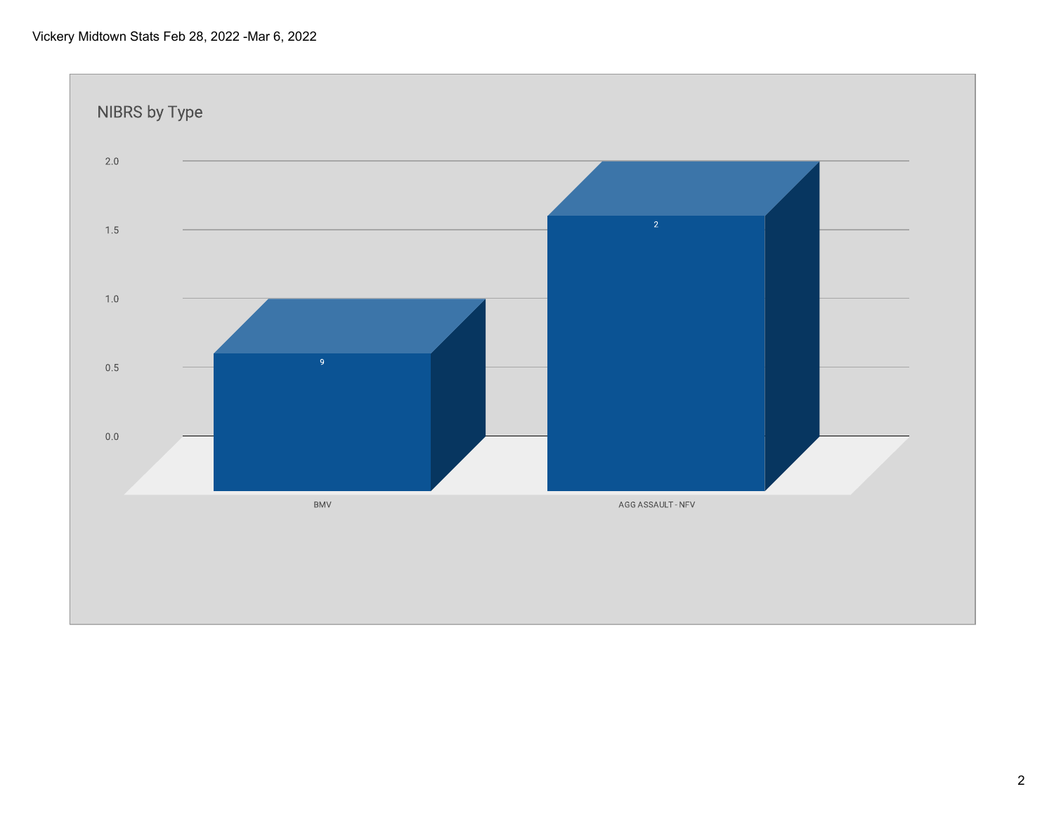Vickery Midtown Stats Feb 28, 2022 -Mar 6, 2022

## NIBRS by Type

| Type | Count |
| --- | --- |
| BMV | 9 |
| AGG ASSAULT - NFV | 2 |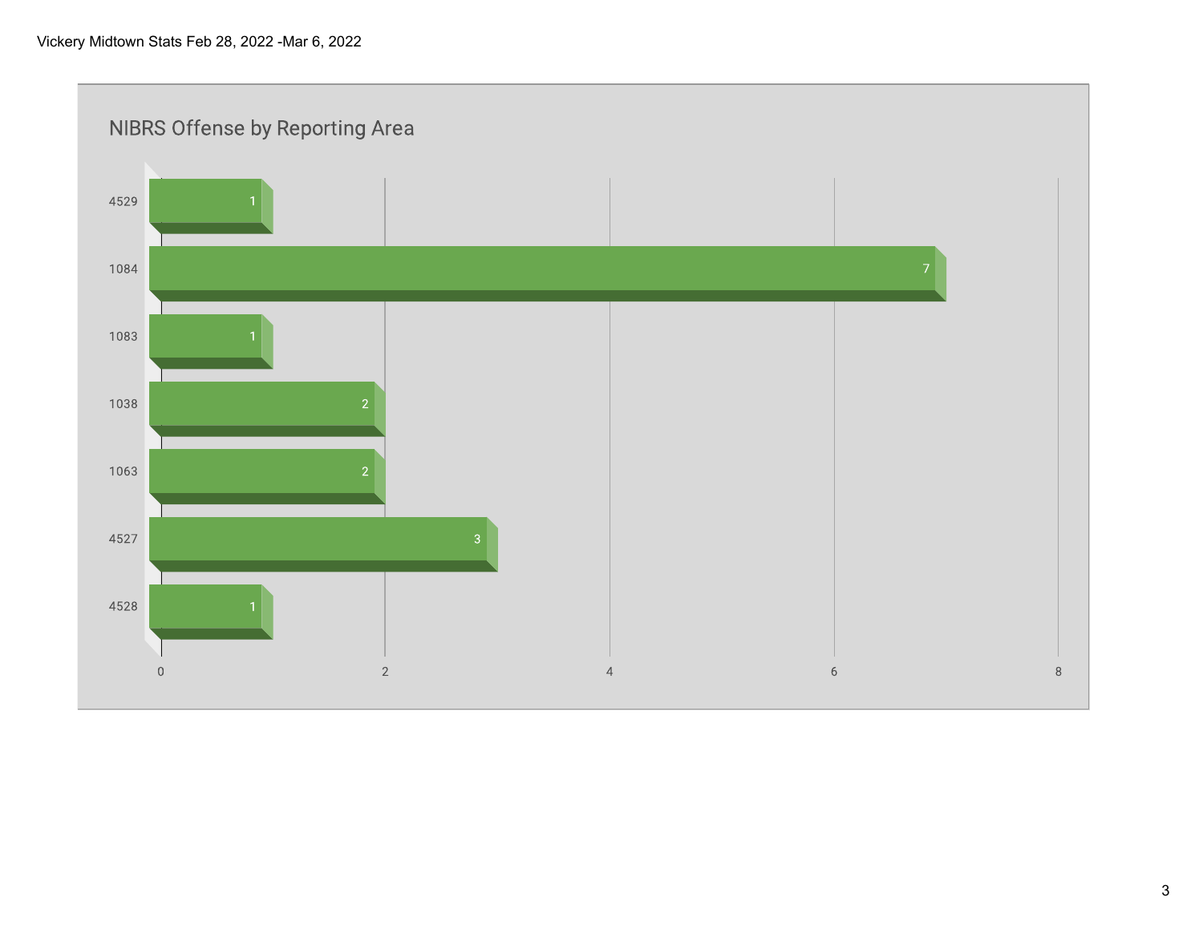Vickery Midtown Stats Feb 28, 2022 -Mar 6, 2022

## NIBRS Offense by Reporting Area

| Reporting Area | Count |
| --- | --- |
| 4529 | 1 |
| 1084 | 7 |
| 1083 | 1 |
| 1038 | 2 |
| 1063 | 2 |
| 4527 | 3 |
| 4528 | 1 |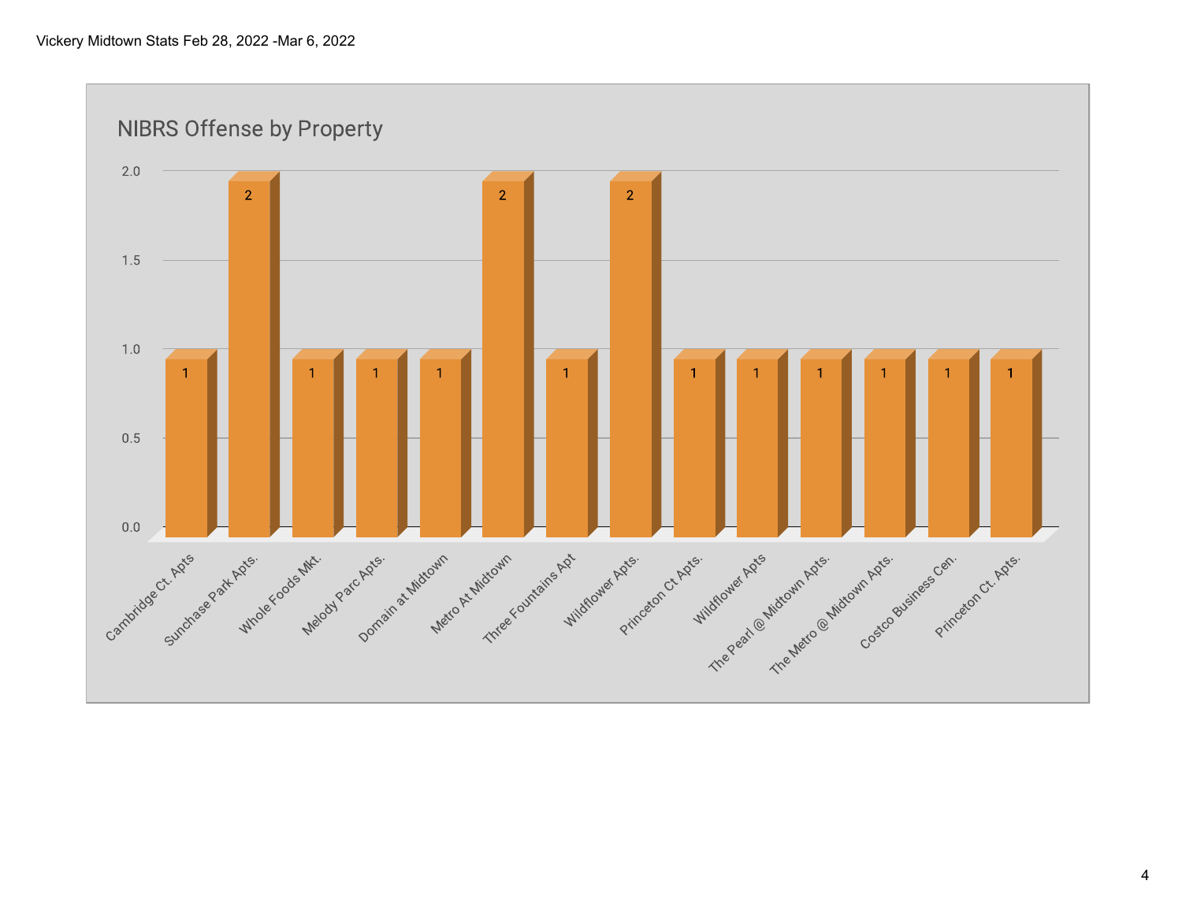Vickery Midtown Stats Feb 28, 2022 -Mar 6, 2022

## NIBRS Offense by Property

| Property | Count |
|---|---|
| Cambridge Ct. Apts | 1 |
| Sunchase Park Apts. | 2 |
| Whole Foods Mkt. | 1 |
| Melody Parc Apts. | 1 |
| Domain at Midtown | 1 |
| Metro At Midtown | 2 |
| Three Fountains Apt | 1 |
| Wildflower Apts. | 2 |
| Princeton Ct Apts. | 1 |
| Wildflower Apts | 1 |
| The Pearl @ Midtown Apts. | 1 |
| The Metro @ Midtown Apts. | 1 |
| Costco Business Cen. | 1 |
| Princeton Ct. Apts. | 1 |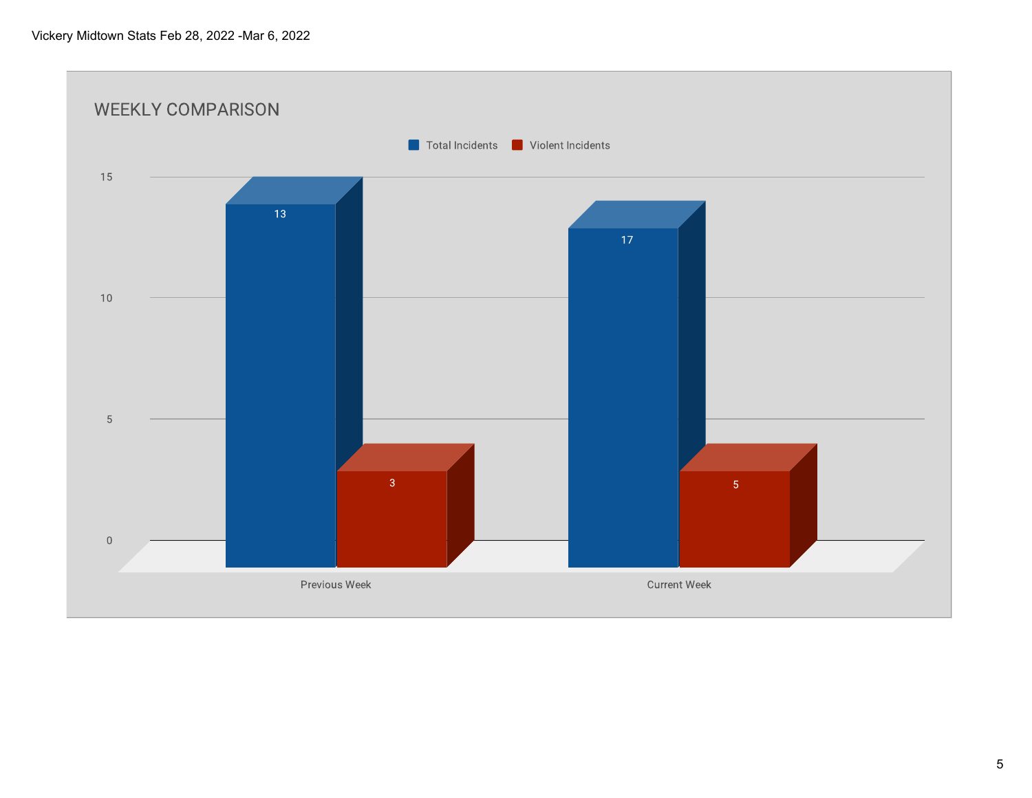Vickery Midtown Stats Feb 28, 2022 -Mar 6, 2022

WEEKLY COMPARISON

Total Incidents
Violent Incidents

15
10
5
0

13
3
17
5

Previous Week
Current Week